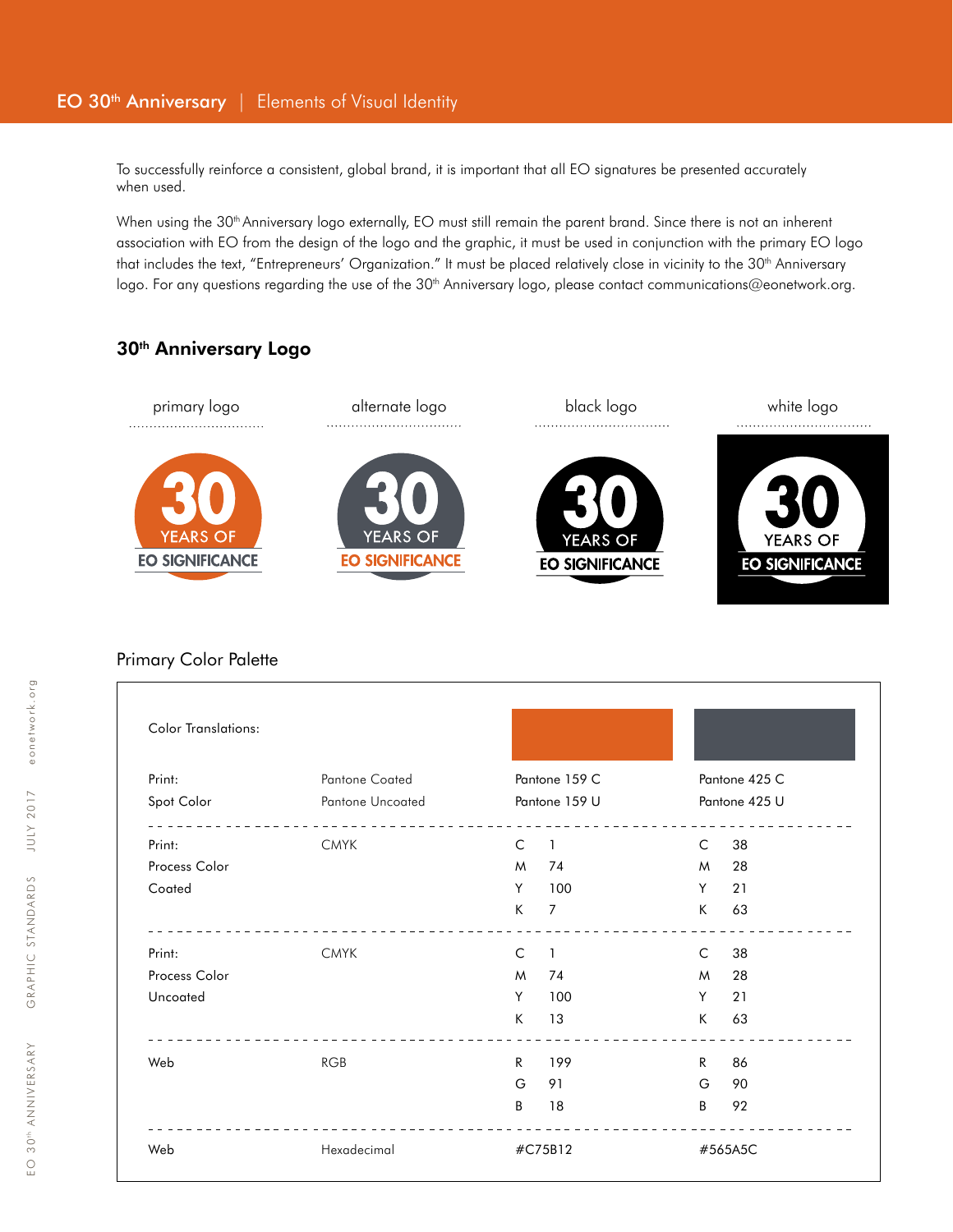# EO 30th Anniversary | Elements of Visual Identity

To successfully reinforce a consistent, global brand, it is important that all EO signatures be presented accurately when used.

When using the 30th Anniversary logo externally, EO must still remain the parent brand. Since there is not an inherent association with EO from the design of the logo and the graphic, it must be used in conjunction with the primary EO logo that includes the text, "Entrepreneurs' Organization." It must be placed relatively close in vicinity to the 30th Anniversary logo. For any questions regarding the use of the 30th Anniversary logo, please contact communications@eonetwork.org.

## 30th Anniversary Logo

| primary logo | alternate logo | black logo | white logo |
|---|---|---|---|
| 30 YEARS OF EO SIGNIFICANCE | 30 YEARS OF EO SIGNIFICANCE | 30 YEARS OF EO SIGNIFICANCE | 30 YEARS OF EO SIGNIFICANCE |

## Primary Color Palette

| Color Translations: | | | |
|---|---|---|---|
| Print: Spot Color | Pantone Coated / Pantone Uncoated | Pantone 159 C / Pantone 159 U | Pantone 425 C / Pantone 425 U |
| Print: Process Color Coated | CMYK | C 1, M 74, Y 100, K 7 | C 38, M 28, Y 21, K 63 |
| Print: Process Color Uncoated | CMYK | C 1, M 74, Y 100, K 13 | C 38, M 28, Y 21, K 63 |
| Web | RGB | R 199, G 91, B 18 | R 86, G 90, B 92 |
| Web | Hexadecimal | #C75B12 | #565A5C |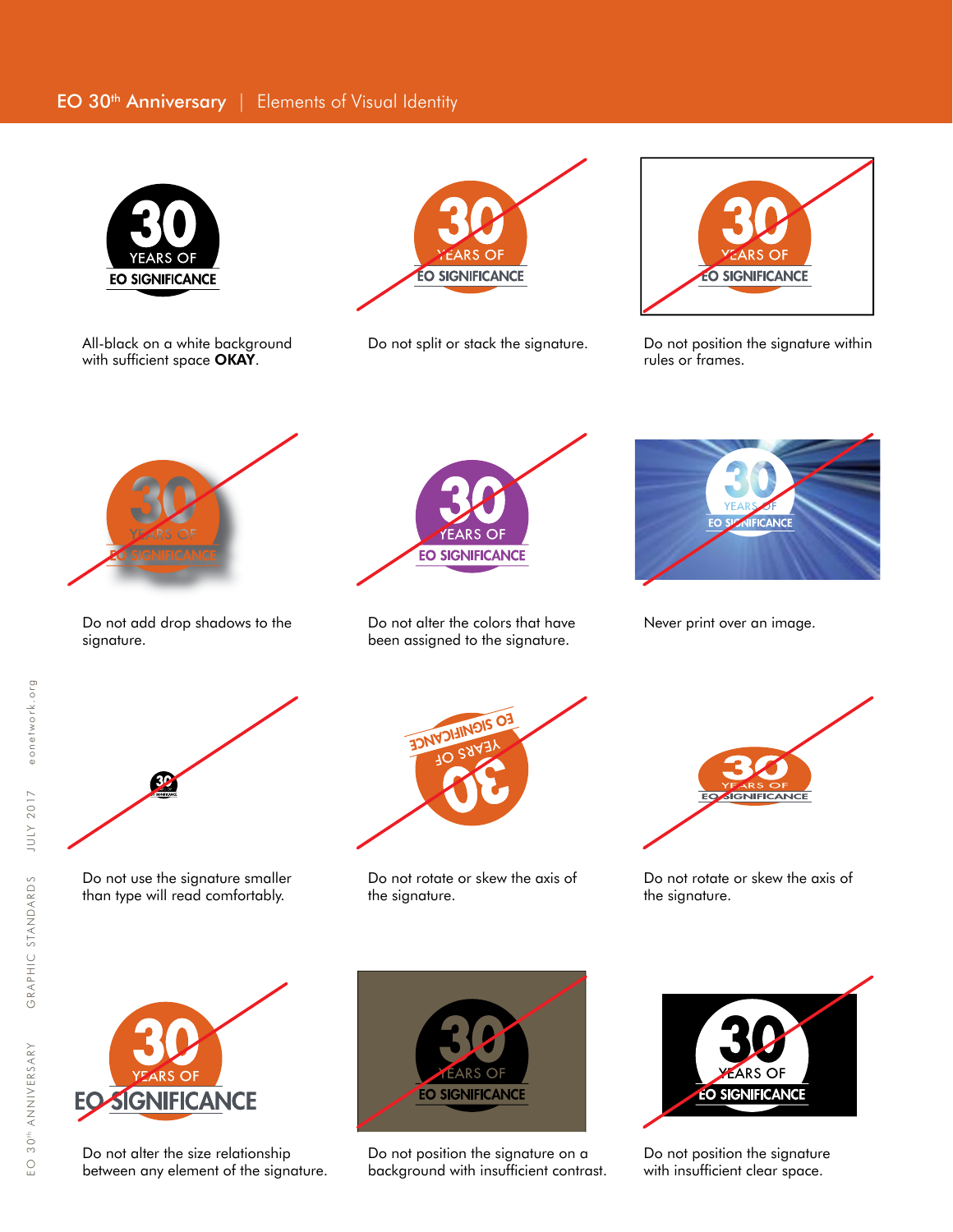EO 30th Anniversary | Elements of Visual Identity

All-black on a white background with sufficient space **OKAY**.

Do not split or stack the signature.

Do not position the signature within rules or frames.

Do not add drop shadows to the signature.

Do not alter the colors that have been assigned to the signature.

Never print over an image.

Do not use the signature smaller than type will read comfortably.

Do not rotate or skew the axis of the signature.

Do not rotate or skew the axis of the signature.

Do not alter the size relationship between any element of the signature.

Do not position the signature on a background with insufficient contrast.

Do not position the signature with insufficient clear space.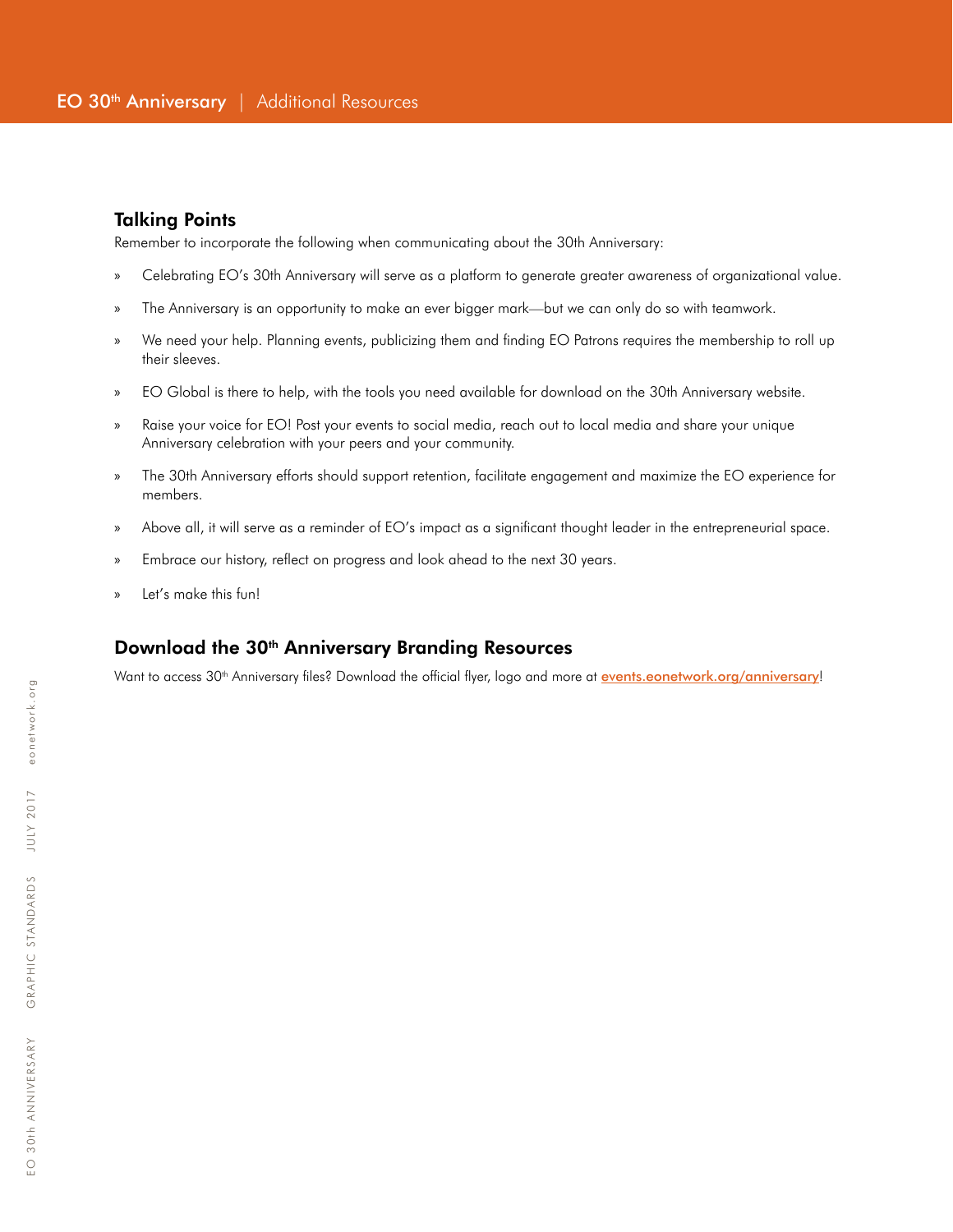## Talking Points

Remember to incorporate the following when communicating about the 30th Anniversary:

- Celebrating EO's 30th Anniversary will serve as a platform to generate greater awareness of organizational value.
- The Anniversary is an opportunity to make an ever bigger mark—but we can only do so with teamwork.
- We need your help. Planning events, publicizing them and finding EO Patrons requires the membership to roll up their sleeves.
- EO Global is there to help, with the tools you need available for download on the 30th Anniversary website.
- Raise your voice for EO! Post your events to social media, reach out to local media and share your unique Anniversary celebration with your peers and your community.
- The 30th Anniversary efforts should support retention, facilitate engagement and maximize the EO experience for members.
- Above all, it will serve as a reminder of EO's impact as a significant thought leader in the entrepreneurial space.
- Embrace our history, reflect on progress and look ahead to the next 30 years.
- Let's make this fun!

## Download the 30th Anniversary Branding Resources

Want to access 30th Anniversary files? Download the official flyer, logo and more at [events.eonetwork.org/anniversary](events.eonetwork.org/anniversary)!